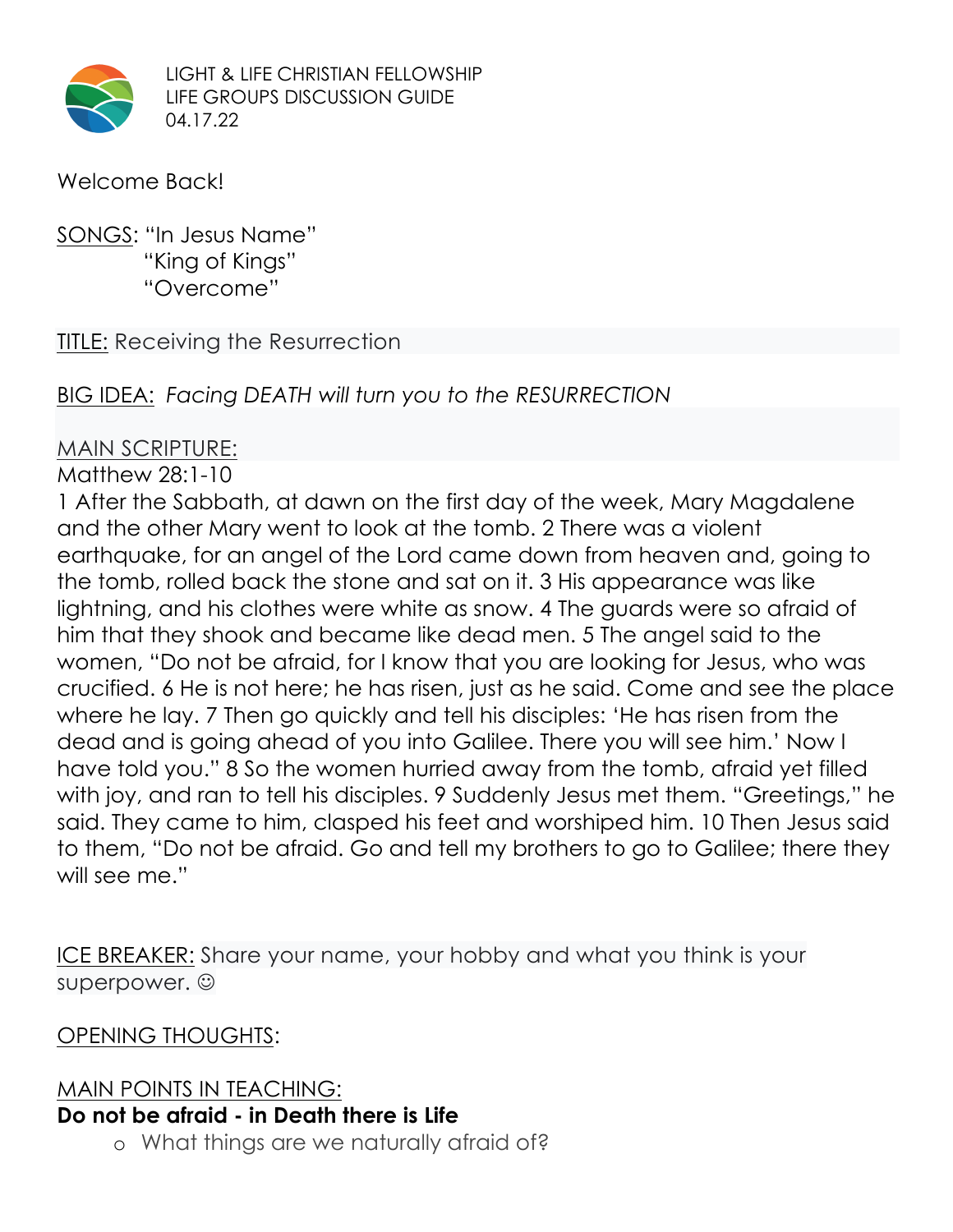LIGHT & LIFE CHRISTIAN FELLOWSHIP
LIFE GROUPS DISCUSSION GUIDE
04.17.22

Welcome Back!

SONGS: "In Jesus Name"
"King of Kings"
"Overcome"

TITLE: Receiving the Resurrection

BIG IDEA: *Facing DEATH will turn you to the RESURRECTION*

MAIN SCRIPTURE:
Matthew 28:1-10
1 After the Sabbath, at dawn on the first day of the week, Mary Magdalene and the other Mary went to look at the tomb. 2 There was a violent earthquake, for an angel of the Lord came down from heaven and, going to the tomb, rolled back the stone and sat on it. 3 His appearance was like lightning, and his clothes were white as snow. 4 The guards were so afraid of him that they shook and became like dead men. 5 The angel said to the women, "Do not be afraid, for I know that you are looking for Jesus, who was crucified. 6 He is not here; he has risen, just as he said. Come and see the place where he lay. 7 Then go quickly and tell his disciples: 'He has risen from the dead and is going ahead of you into Galilee. There you will see him.' Now I have told you." 8 So the women hurried away from the tomb, afraid yet filled with joy, and ran to tell his disciples. 9 Suddenly Jesus met them. "Greetings," he said. They came to him, clasped his feet and worshiped him. 10 Then Jesus said to them, "Do not be afraid. Go and tell my brothers to go to Galilee; there they will see me."

ICE BREAKER: Share your name, your hobby and what you think is your superpower. ☺

OPENING THOUGHTS:

MAIN POINTS IN TEACHING:

**Do not be afraid - in Death there is Life**

- What things are we naturally afraid of?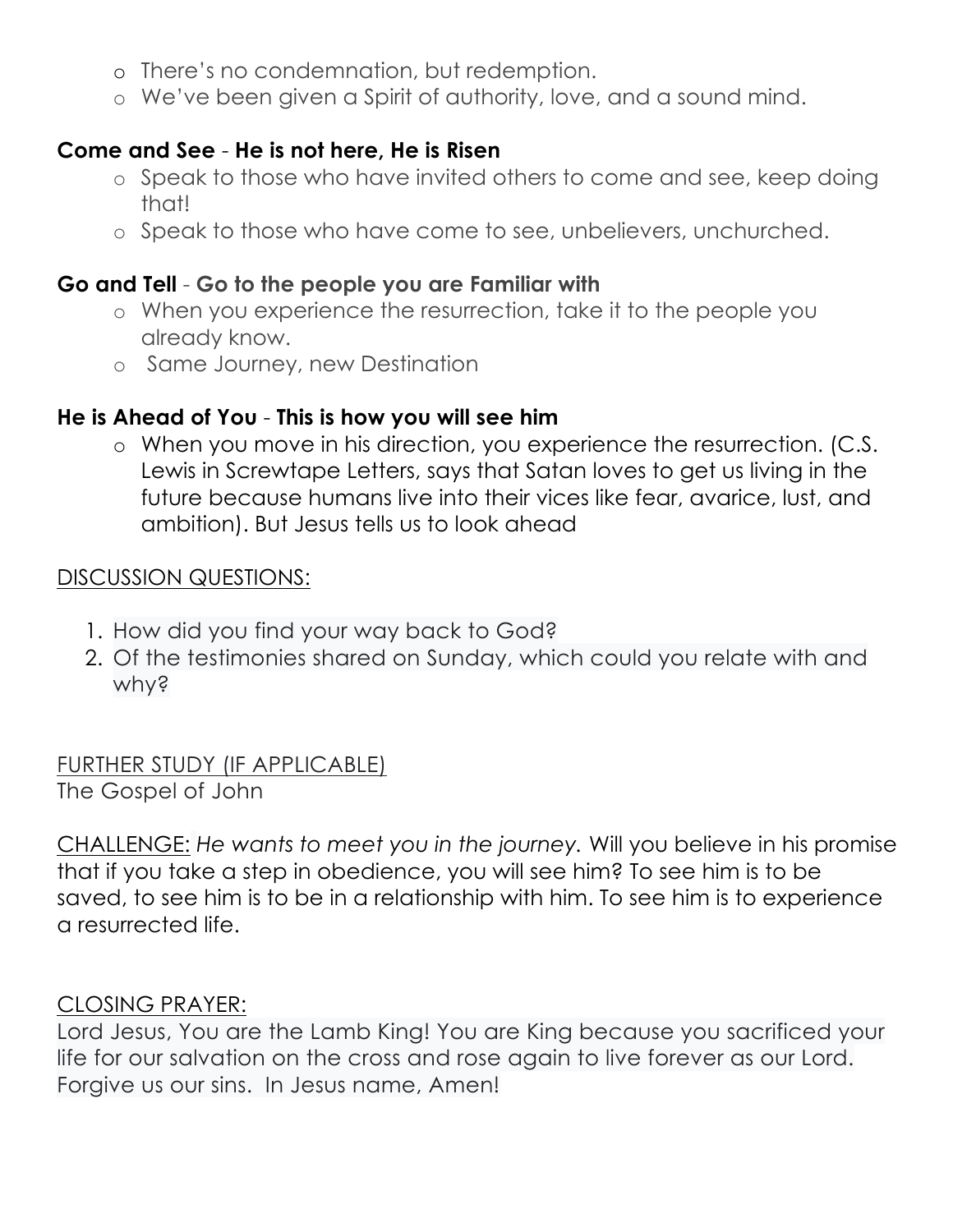- There's no condemnation, but redemption.
- We've been given a Spirit of authority, love, and a sound mind.

**Come and See** - **He is not here, He is Risen**

- Speak to those who have invited others to come and see, keep doing that!
- Speak to those who have come to see, unbelievers, unchurched.

**Go and Tell** - **Go to the people you are Familiar with**

- When you experience the resurrection, take it to the people you already know.
- Same Journey, new Destination

**He is Ahead of You** - **This is how you will see him**

- When you move in his direction, you experience the resurrection. (C.S. Lewis in Screwtape Letters, says that Satan loves to get us living in the future because humans live into their vices like fear, avarice, lust, and ambition). But Jesus tells us to look ahead

<u>DISCUSSION QUESTIONS:</u>

1. How did you find your way back to God?
2. Of the testimonies shared on Sunday, which could you relate with and why?

<u>FURTHER STUDY (IF APPLICABLE)</u>
The Gospel of John

<u>CHALLENGE:</u> *He wants to meet you in the journey.* Will you believe in his promise that if you take a step in obedience, you will see him? To see him is to be saved, to see him is to be in a relationship with him. To see him is to experience a resurrected life.

<u>CLOSING PRAYER:</u>
Lord Jesus, You are the Lamb King! You are King because you sacrificed your life for our salvation on the cross and rose again to live forever as our Lord. Forgive us our sins. In Jesus name, Amen!